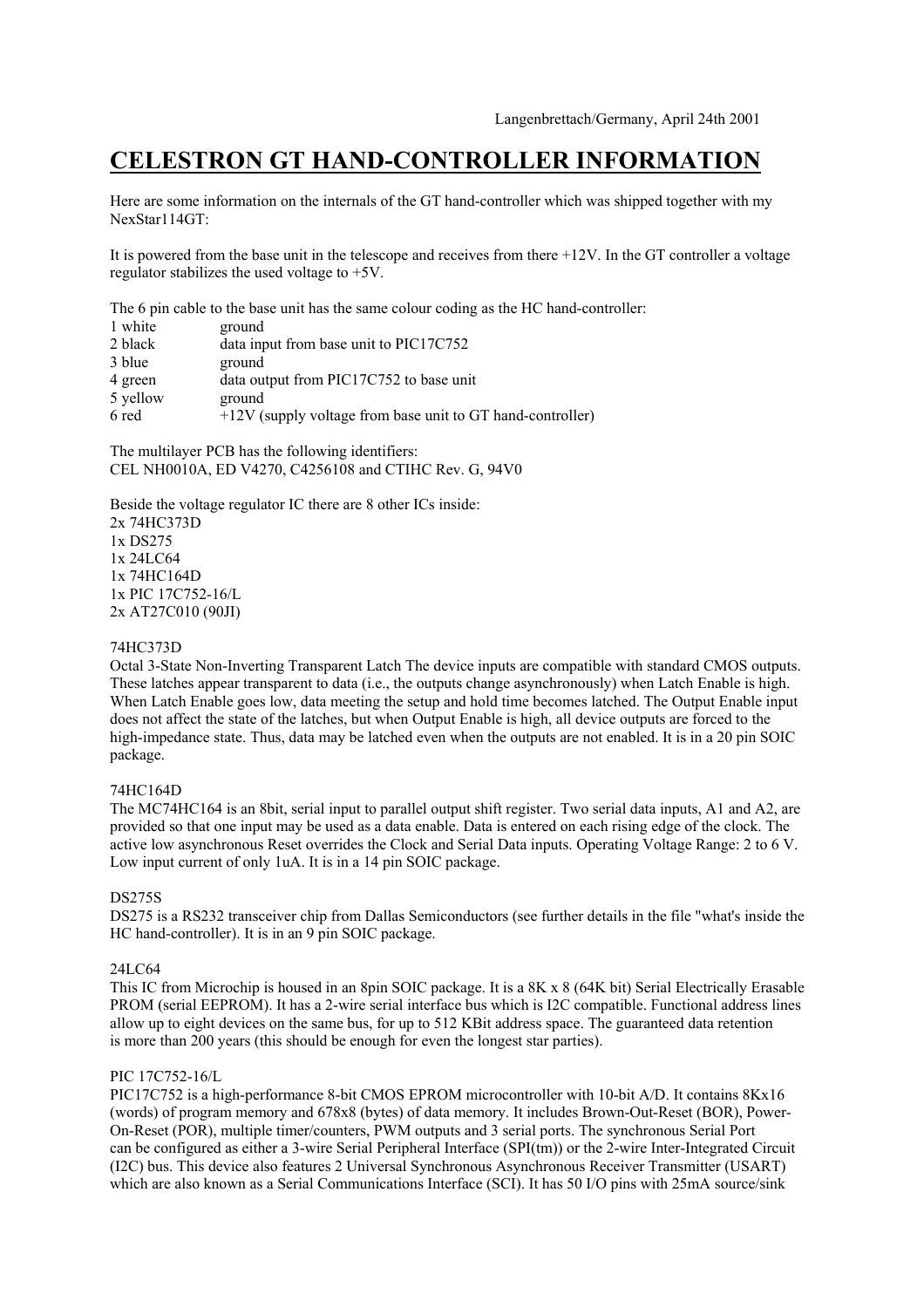Langenbrettach/Germany, April 24th 2001

# CELESTRON GT HAND-CONTROLLER INFORMATION

Here are some information on the internals of the GT hand-controller which was shipped together with my NexStar114GT:

It is powered from the base unit in the telescope and receives from there +12V. In the GT controller a voltage regulator stabilizes the used voltage to +5V.

The 6 pin cable to the base unit has the same colour coding as the HC hand-controller:

| | |
|---|---|
| 1 white | ground |
| 2 black | data input from base unit to PIC17C752 |
| 3 blue | ground |
| 4 green | data output from PIC17C752 to base unit |
| 5 yellow | ground |
| 6 red | +12V (supply voltage from base unit to GT hand-controller) |

The multilayer PCB has the following identifiers:
CEL NH0010A, ED V4270, C4256108 and CTIHC Rev. G, 94V0

Beside the voltage regulator IC there are 8 other ICs inside:
2x 74HC373D
1x DS275
1x 24LC64
1x 74HC164D
1x PIC 17C752-16/L
2x AT27C010 (90JI)

74HC373D
Octal 3-State Non-Inverting Transparent Latch The device inputs are compatible with standard CMOS outputs. These latches appear transparent to data (i.e., the outputs change asynchronously) when Latch Enable is high. When Latch Enable goes low, data meeting the setup and hold time becomes latched. The Output Enable input does not affect the state of the latches, but when Output Enable is high, all device outputs are forced to the high-impedance state. Thus, data may be latched even when the outputs are not enabled. It is in a 20 pin SOIC package.

74HC164D
The MC74HC164 is an 8bit, serial input to parallel output shift register. Two serial data inputs, A1 and A2, are provided so that one input may be used as a data enable. Data is entered on each rising edge of the clock. The active low asynchronous Reset overrides the Clock and Serial Data inputs. Operating Voltage Range: 2 to 6 V. Low input current of only 1uA. It is in a 14 pin SOIC package.

DS275S
DS275 is a RS232 transceiver chip from Dallas Semiconductors (see further details in the file "what's inside the HC hand-controller). It is in an 9 pin SOIC package.

24LC64
This IC from Microchip is housed in an 8pin SOIC package. It is a 8K x 8 (64K bit) Serial Electrically Erasable PROM (serial EEPROM). It has a 2-wire serial interface bus which is I2C compatible. Functional address lines allow up to eight devices on the same bus, for up to 512 KBit address space. The guaranteed data retention is more than 200 years (this should be enough for even the longest star parties).

PIC 17C752-16/L
PIC17C752 is a high-performance 8-bit CMOS EPROM microcontroller with 10-bit A/D. It contains 8Kx16 (words) of program memory and 678x8 (bytes) of data memory. It includes Brown-Out-Reset (BOR), Power-On-Reset (POR), multiple timer/counters, PWM outputs and 3 serial ports. The synchronous Serial Port can be configured as either a 3-wire Serial Peripheral Interface (SPI(tm)) or the 2-wire Inter-Integrated Circuit (I2C) bus. This device also features 2 Universal Synchronous Asynchronous Receiver Transmitter (USART) which are also known as a Serial Communications Interface (SCI). It has 50 I/O pins with 25mA source/sink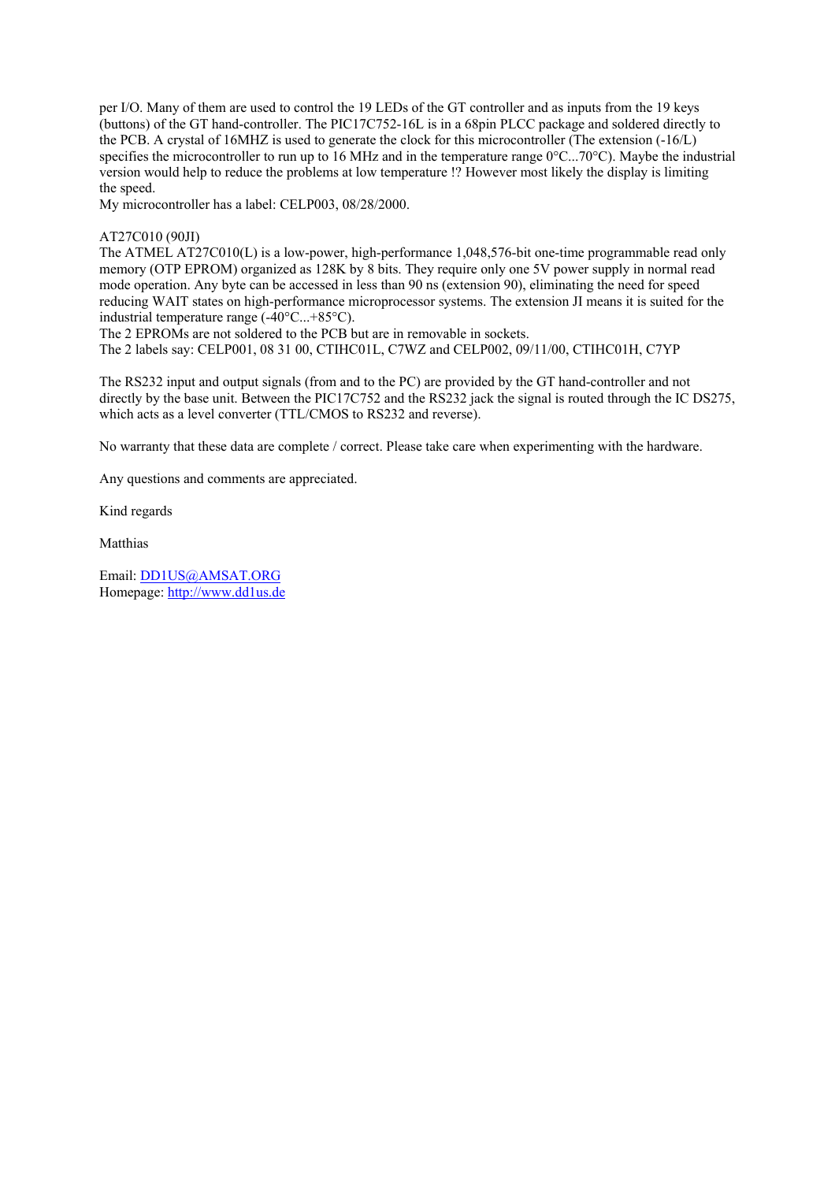per I/O. Many of them are used to control the 19 LEDs of the GT controller and as inputs from the 19 keys (buttons) of the GT hand-controller. The PIC17C752-16L is in a 68pin PLCC package and soldered directly to the PCB. A crystal of 16MHZ is used to generate the clock for this microcontroller (The extension (-16/L) specifies the microcontroller to run up to 16 MHz and in the temperature range 0°C...70°C). Maybe the industrial version would help to reduce the problems at low temperature !? However most likely the display is limiting the speed.
My microcontroller has a label: CELP003, 08/28/2000.

AT27C010 (90JI)
The ATMEL AT27C010(L) is a low-power, high-performance 1,048,576-bit one-time programmable read only memory (OTP EPROM) organized as 128K by 8 bits. They require only one 5V power supply in normal read mode operation. Any byte can be accessed in less than 90 ns (extension 90), eliminating the need for speed reducing WAIT states on high-performance microprocessor systems. The extension JI means it is suited for the industrial temperature range (-40°C...+85°C).
The 2 EPROMs are not soldered to the PCB but are in removable in sockets.
The 2 labels say: CELP001, 08 31 00, CTIHC01L, C7WZ and CELP002, 09/11/00, CTIHC01H, C7YP

The RS232 input and output signals (from and to the PC) are provided by the GT hand-controller and not directly by the base unit. Between the PIC17C752 and the RS232 jack the signal is routed through the IC DS275, which acts as a level converter (TTL/CMOS to RS232 and reverse).

No warranty that these data are complete / correct. Please take care when experimenting with the hardware.

Any questions and comments are appreciated.

Kind regards

Matthias

Email: DD1US@AMSAT.ORG
Homepage: http://www.dd1us.de